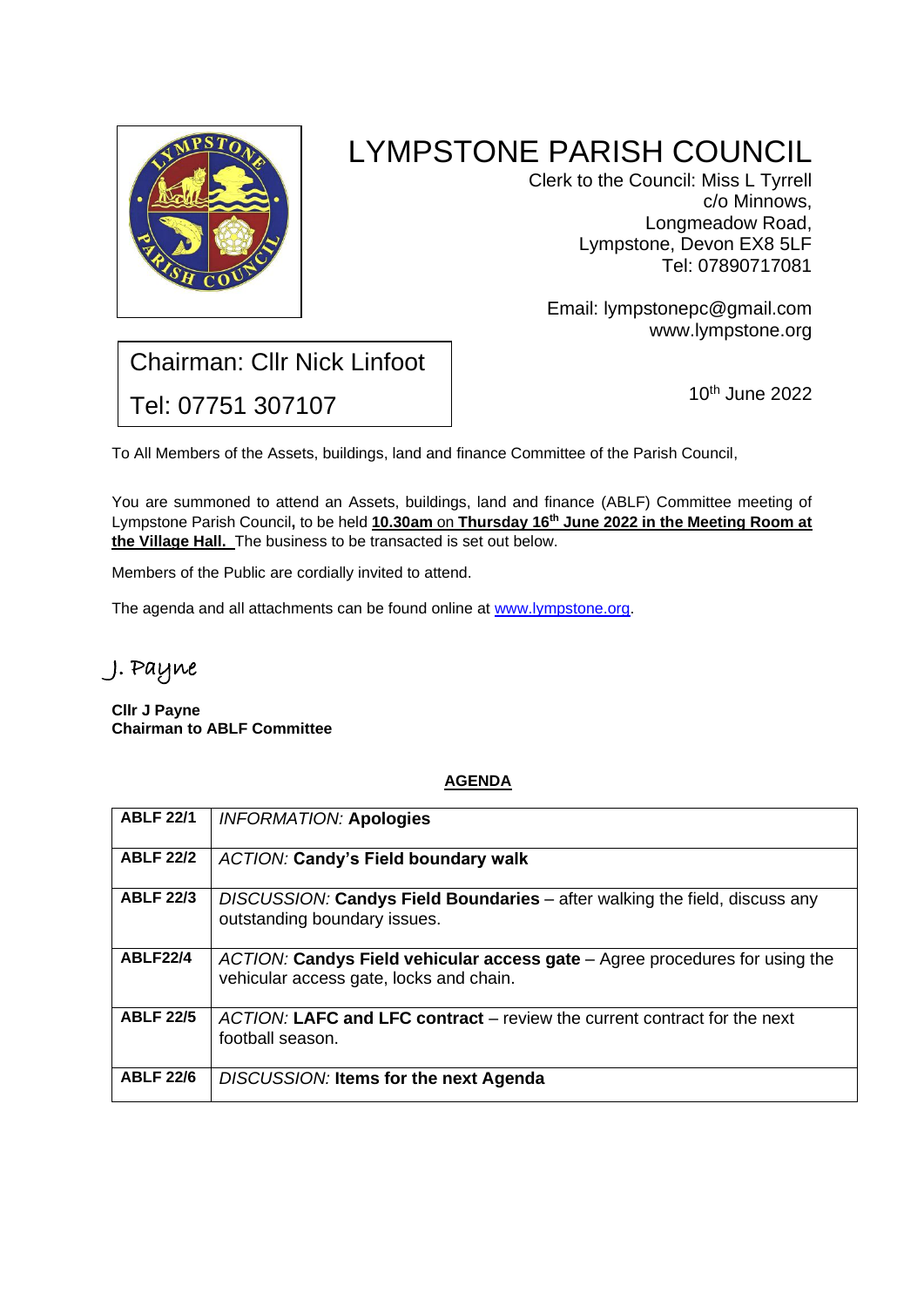# LYMPSTONE PARISH COUNCIL

Clerk to the Council: Miss L Tyrrell
c/o Minnows,
Longmeadow Road,
Lympstone, Devon EX8 5LF
Tel: 07890717081

Email: lympstonepc@gmail.com
www.lympstone.org

Chairman: Cllr Nick Linfoot
Tel: 07751 307107

10th June 2022

To All Members of the Assets, buildings, land and finance Committee of the Parish Council,

You are summoned to attend an Assets, buildings, land and finance (ABLF) Committee meeting of Lympstone Parish Council, to be held **10.30am on Thursday 16th June 2022 in the Meeting Room at the Village Hall.** The business to be transacted is set out below.

Members of the Public are cordially invited to attend.

The agenda and all attachments can be found online at www.lympstone.org.

J. Payne

**Cllr J Payne**
**Chairman to ABLF Committee**

## AGENDA

| | |
|---|---|
| **ABLF 22/1** | *INFORMATION:* **Apologies** |
| **ABLF 22/2** | *ACTION:* **Candy's Field boundary walk** |
| **ABLF 22/3** | *DISCUSSION:* **Candys Field Boundaries** – after walking the field, discuss any outstanding boundary issues. |
| **ABLF22/4** | *ACTION:* **Candys Field vehicular access gate** – Agree procedures for using the vehicular access gate, locks and chain. |
| **ABLF 22/5** | *ACTION:* **LAFC and LFC contract** – review the current contract for the next football season. |
| **ABLF 22/6** | *DISCUSSION:* **Items for the next Agenda** |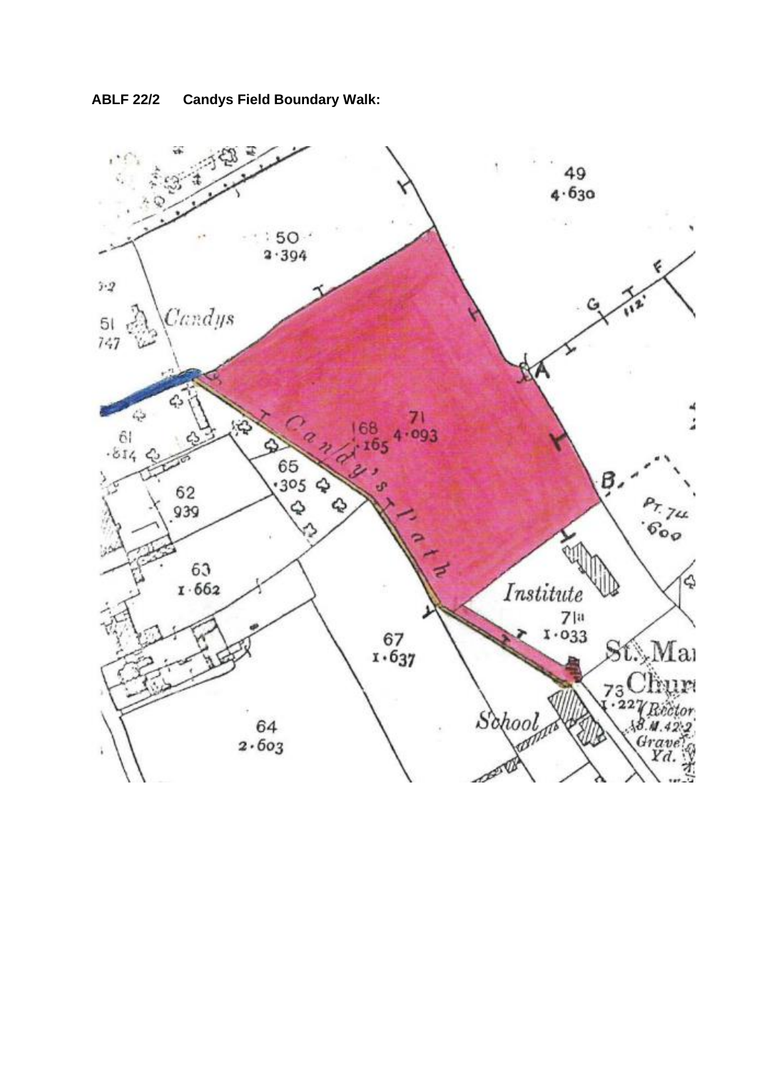**ABLF 22/2 Candys Field Boundary Walk:**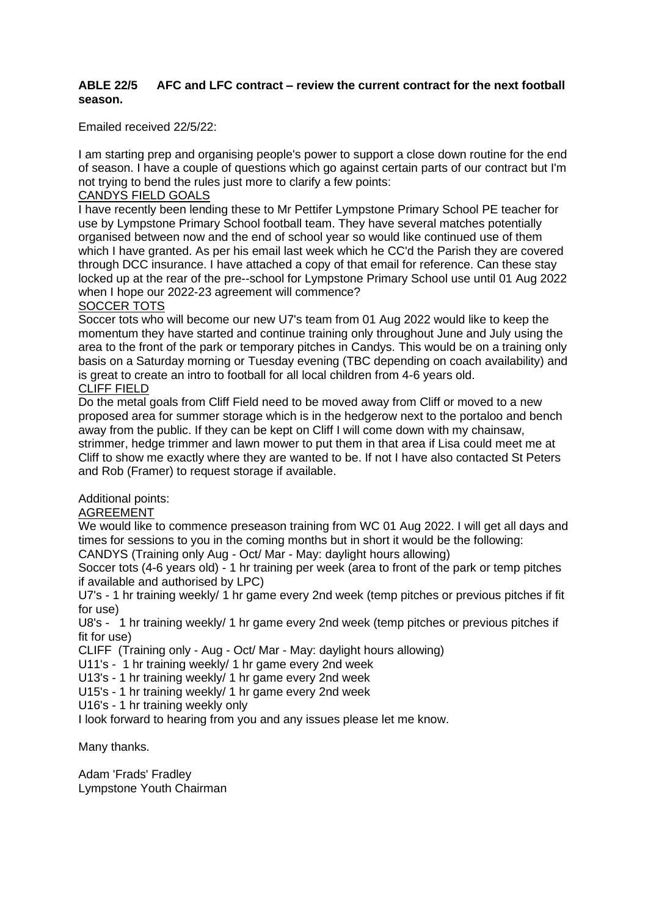**ABLE 22/5 AFC and LFC contract – review the current contract for the next football season.**

Emailed received 22/5/22:

I am starting prep and organising people's power to support a close down routine for the end of season. I have a couple of questions which go against certain parts of our contract but I'm not trying to bend the rules just more to clarify a few points:

<u>CANDYS FIELD GOALS</u>

I have recently been lending these to Mr Pettifer Lympstone Primary School PE teacher for use by Lympstone Primary School football team. They have several matches potentially organised between now and the end of school year so would like continued use of them which I have granted. As per his email last week which he CC'd the Parish they are covered through DCC insurance. I have attached a copy of that email for reference. Can these stay locked up at the rear of the pre--school for Lympstone Primary School use until 01 Aug 2022 when I hope our 2022-23 agreement will commence?

<u>SOCCER TOTS</u>

Soccer tots who will become our new U7's team from 01 Aug 2022 would like to keep the momentum they have started and continue training only throughout June and July using the area to the front of the park or temporary pitches in Candys. This would be on a training only basis on a Saturday morning or Tuesday evening (TBC depending on coach availability) and is great to create an intro to football for all local children from 4-6 years old.

<u>CLIFF FIELD</u>

Do the metal goals from Cliff Field need to be moved away from Cliff or moved to a new proposed area for summer storage which is in the hedgerow next to the portaloo and bench away from the public. If they can be kept on Cliff I will come down with my chainsaw, strimmer, hedge trimmer and lawn mower to put them in that area if Lisa could meet me at Cliff to show me exactly where they are wanted to be. If not I have also contacted St Peters and Rob (Framer) to request storage if available.

Additional points:

<u>AGREEMENT</u>

We would like to commence preseason training from WC 01 Aug 2022. I will get all days and times for sessions to you in the coming months but in short it would be the following:

CANDYS (Training only Aug - Oct/ Mar - May: daylight hours allowing)

Soccer tots (4-6 years old) - 1 hr training per week (area to front of the park or temp pitches if available and authorised by LPC)

U7's - 1 hr training weekly/ 1 hr game every 2nd week (temp pitches or previous pitches if fit for use)

U8's - 1 hr training weekly/ 1 hr game every 2nd week (temp pitches or previous pitches if fit for use)

CLIFF (Training only - Aug - Oct/ Mar - May: daylight hours allowing)

U11's - 1 hr training weekly/ 1 hr game every 2nd week

U13's - 1 hr training weekly/ 1 hr game every 2nd week

U15's - 1 hr training weekly/ 1 hr game every 2nd week

U16's - 1 hr training weekly only

I look forward to hearing from you and any issues please let me know.

Many thanks.

Adam 'Frads' Fradley
Lympstone Youth Chairman